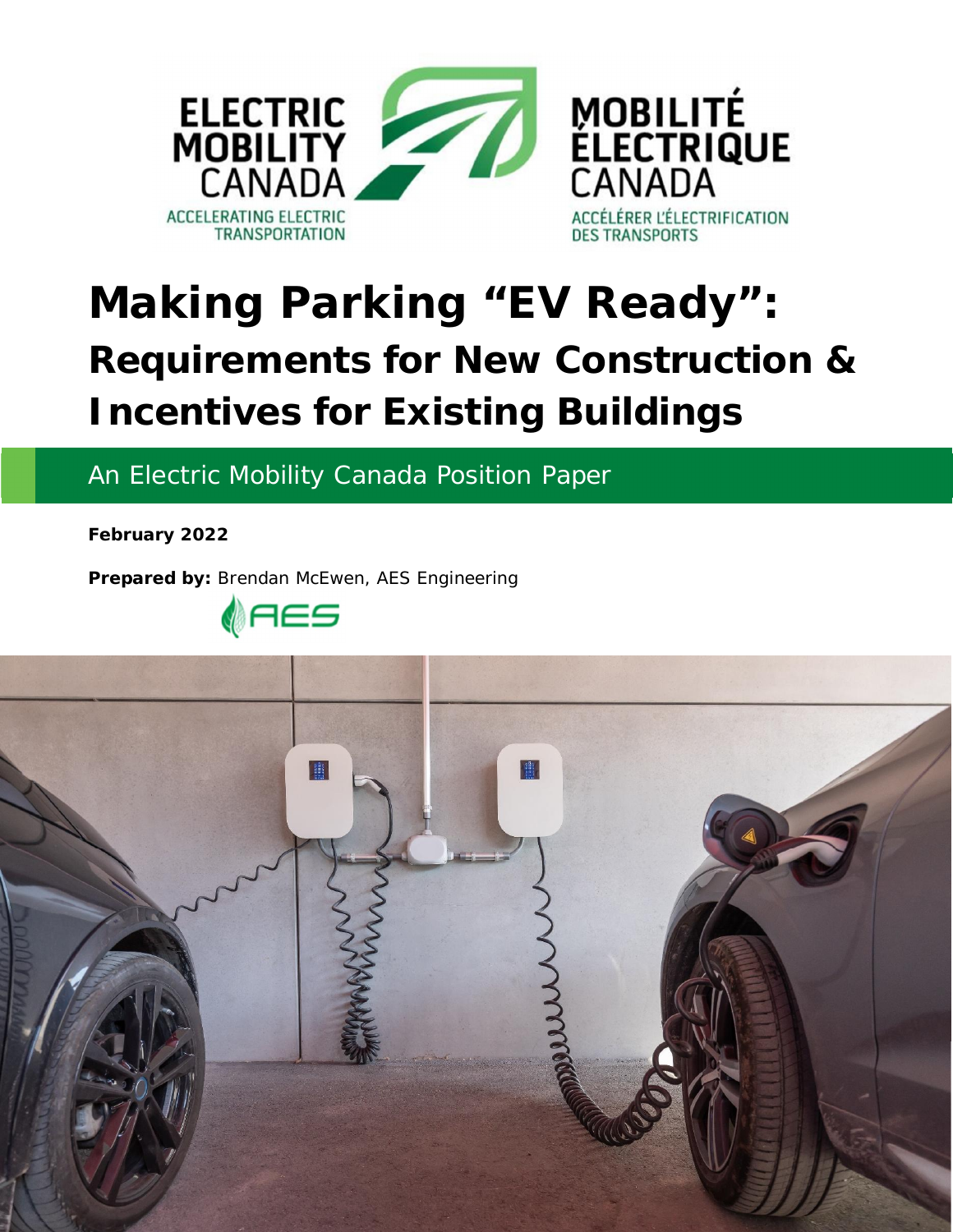ELECTRIC MOBILITY CANADA
ACCELERATING ELECTRIC TRANSPORTATION

MOBILITÉ ÉLECTRIQUE CANADA
ACCÉLÉRER L'ÉLECTRIFICATION DES TRANSPORTS

# Making Parking "EV Ready":

## Requirements for New Construction & Incentives for Existing Buildings

An Electric Mobility Canada Position Paper

**February 2022**

**Prepared by:** Brendan McEwen, AES Engineering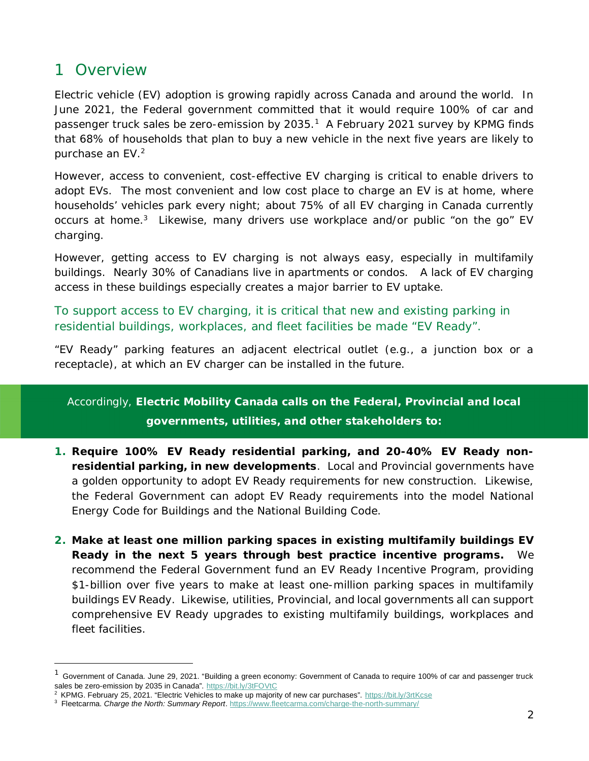# 1 Overview

Electric vehicle (EV) adoption is growing rapidly across Canada and around the world. In June 2021, the Federal government committed that it would require 100% of car and passenger truck sales be zero-emission by 2035.[1] A February 2021 survey by KPMG finds that 68% of households that plan to buy a new vehicle in the next five years are likely to purchase an EV.[2]

However, access to convenient, cost-effective EV charging is critical to enable drivers to adopt EVs. The most convenient and low cost place to charge an EV is at home, where households' vehicles park every night; about 75% of all EV charging in Canada currently occurs at home.[3] Likewise, many drivers use workplace and/or public "on the go" EV charging.

However, getting access to EV charging is not always easy, especially in multifamily buildings. Nearly 30% of Canadians live in apartments or condos. A lack of EV charging access in these buildings especially creates a major barrier to EV uptake.

To support access to EV charging, it is critical that new and existing parking in residential buildings, workplaces, and fleet facilities be made "EV Ready".

"EV Ready" parking features an adjacent electrical outlet (e.g., a junction box or a receptacle), at which an EV charger can be installed in the future.

Accordingly, **Electric Mobility Canada calls on the Federal, Provincial and local governments, utilities, and other stakeholders to:**

1. **Require 100% EV Ready residential parking, and 20-40% EV Ready non-residential parking, in new developments**. Local and Provincial governments have a golden opportunity to adopt EV Ready requirements for new construction. Likewise, the Federal Government can adopt EV Ready requirements into the model National Energy Code for Buildings and the National Building Code.

2. **Make at least one million parking spaces in existing multifamily buildings EV Ready in the next 5 years through best practice incentive programs.** We recommend the Federal Government fund an EV Ready Incentive Program, providing $1-billion over five years to make at least one-million parking spaces in multifamily buildings EV Ready. Likewise, utilities, Provincial, and local governments all can support comprehensive EV Ready upgrades to existing multifamily buildings, workplaces and fleet facilities.

---

[1] Government of Canada. June 29, 2021. "Building a green economy: Government of Canada to require 100% of car and passenger truck sales be zero-emission by 2035 in Canada". https://bit.ly/3tFOVtC

[2] KPMG. February 25, 2021. "Electric Vehicles to make up majority of new car purchases". https://bit.ly/3rtKcse

[3] Fleetcarma. *Charge the North: Summary Report*. https://www.fleetcarma.com/charge-the-north-summary/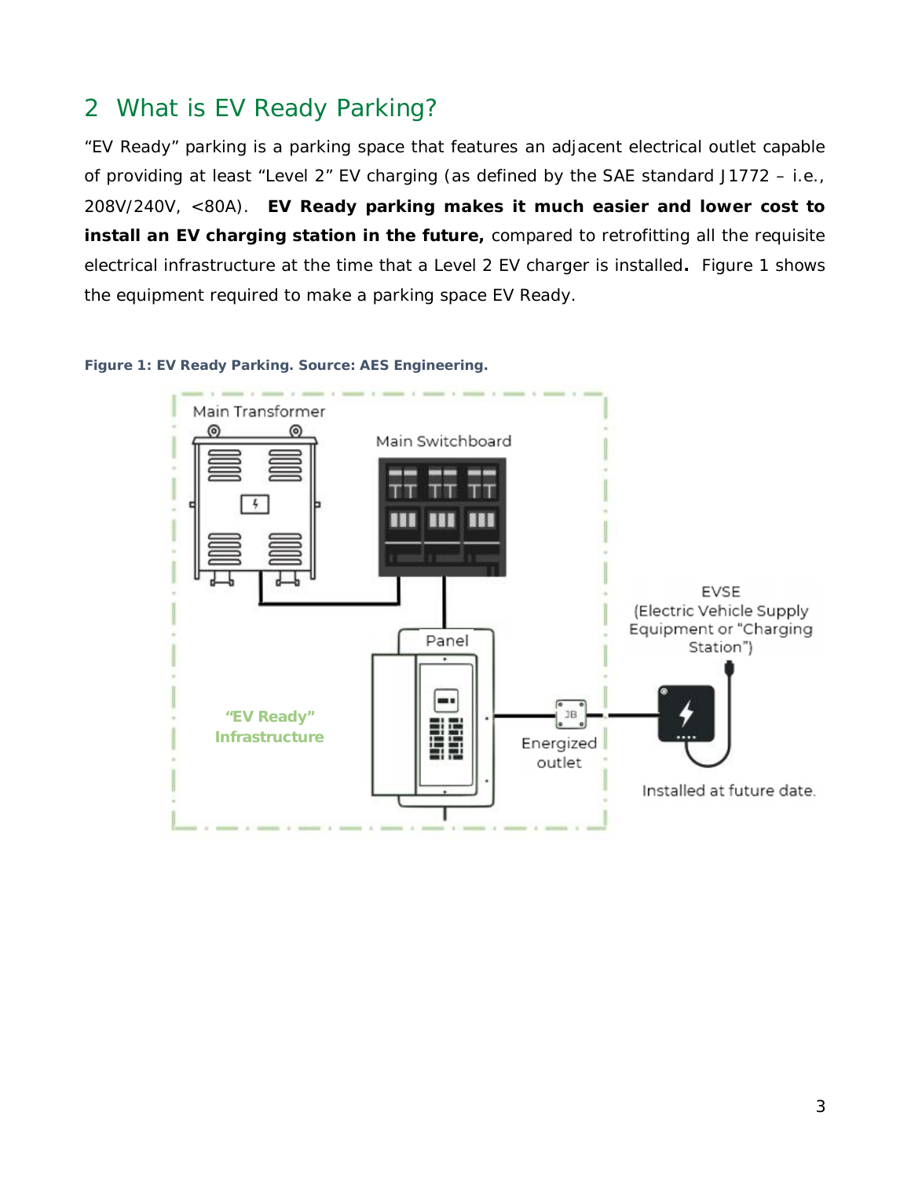## 2 What is EV Ready Parking?

"EV Ready" parking is a parking space that features an adjacent electrical outlet capable of providing at least "Level 2" EV charging (as defined by the SAE standard J1772 – i.e., 208V/240V, <80A). **EV Ready parking makes it much easier and lower cost to install an EV charging station in the future,** compared to retrofitting all the requisite electrical infrastructure at the time that a Level 2 EV charger is installed**.** Figure 1 shows the equipment required to make a parking space EV Ready.

**Figure 1: EV Ready Parking. Source: AES Engineering.**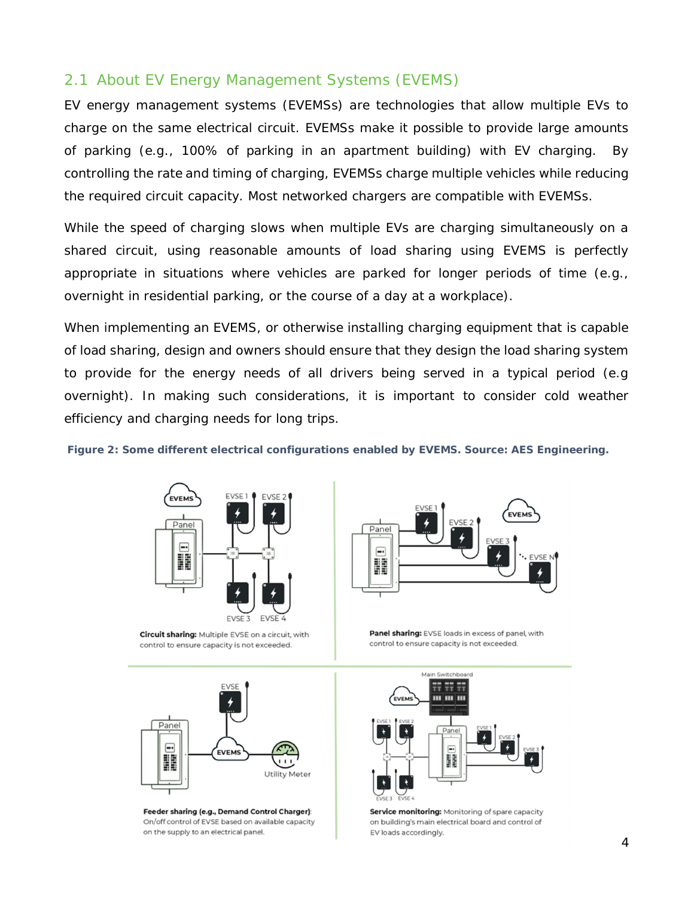## 2.1 About EV Energy Management Systems (EVEMS)

EV energy management systems (EVEMSs) are technologies that allow multiple EVs to charge on the same electrical circuit. EVEMSs make it possible to provide large amounts of parking (e.g., 100% of parking in an apartment building) with EV charging. By controlling the rate and timing of charging, EVEMSs charge multiple vehicles while reducing the required circuit capacity. Most networked chargers are compatible with EVEMSs.

While the speed of charging slows when multiple EVs are charging simultaneously on a shared circuit, using reasonable amounts of load sharing using EVEMS is perfectly appropriate in situations where vehicles are parked for longer periods of time (e.g., overnight in residential parking, or the course of a day at a workplace).

When implementing an EVEMS, or otherwise installing charging equipment that is capable of load sharing, design and owners should ensure that they design the load sharing system to provide for the energy needs of all drivers being served in a typical period (e.g overnight). In making such considerations, it is important to consider cold weather efficiency and charging needs for long trips.

**Figure 2: Some different electrical configurations enabled by EVEMS. Source: AES Engineering.**

**Circuit sharing:** Multiple EVSE on a circuit, with control to ensure capacity is not exceeded.

**Panel sharing:** EVSE loads in excess of panel, with control to ensure capacity is not exceeded.

**Feeder sharing (e.g., Demand Control Charger):** On/off control of EVSE based on available capacity on the supply to an electrical panel.

**Service monitoring:** Monitoring of spare capacity on building's main electrical board and control of EV loads accordingly.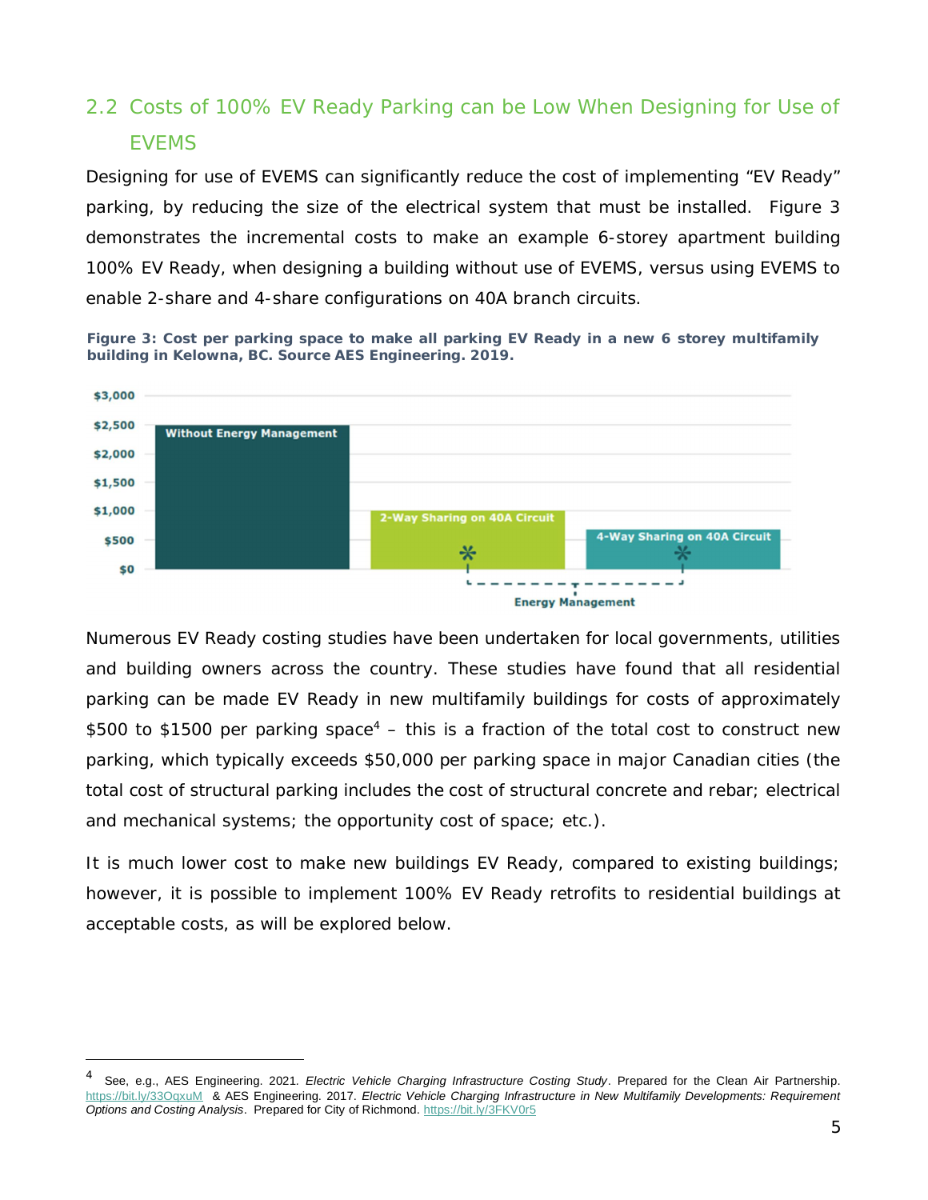## 2.2 Costs of 100% EV Ready Parking can be Low When Designing for Use of EVEMS

Designing for use of EVEMS can significantly reduce the cost of implementing "EV Ready" parking, by reducing the size of the electrical system that must be installed. Figure 3 demonstrates the incremental costs to make an example 6-storey apartment building 100% EV Ready, when designing a building without use of EVEMS, versus using EVEMS to enable 2-share and 4-share configurations on 40A branch circuits.

**Figure 3: Cost per parking space to make all parking EV Ready in a new 6 storey multifamily building in Kelowna, BC. Source AES Engineering. 2019.**

Numerous EV Ready costing studies have been undertaken for local governments, utilities and building owners across the country. These studies have found that all residential parking can be made EV Ready in new multifamily buildings for costs of approximately $500 to $1500 per parking space[4] – this is a fraction of the total cost to construct new parking, which typically exceeds $50,000 per parking space in major Canadian cities (the total cost of structural parking includes the cost of structural concrete and rebar; electrical and mechanical systems; the opportunity cost of space; etc.).

It is much lower cost to make new buildings EV Ready, compared to existing buildings; however, it is possible to implement 100% EV Ready retrofits to residential buildings at acceptable costs, as will be explored below.

---

[4] See, e.g., AES Engineering. 2021. *Electric Vehicle Charging Infrastructure Costing Study*. Prepared for the Clean Air Partnership. https://bit.ly/33OqxuM & AES Engineering. 2017. *Electric Vehicle Charging Infrastructure in New Multifamily Developments: Requirement Options and Costing Analysis*. Prepared for City of Richmond. https://bit.ly/3FKV0r5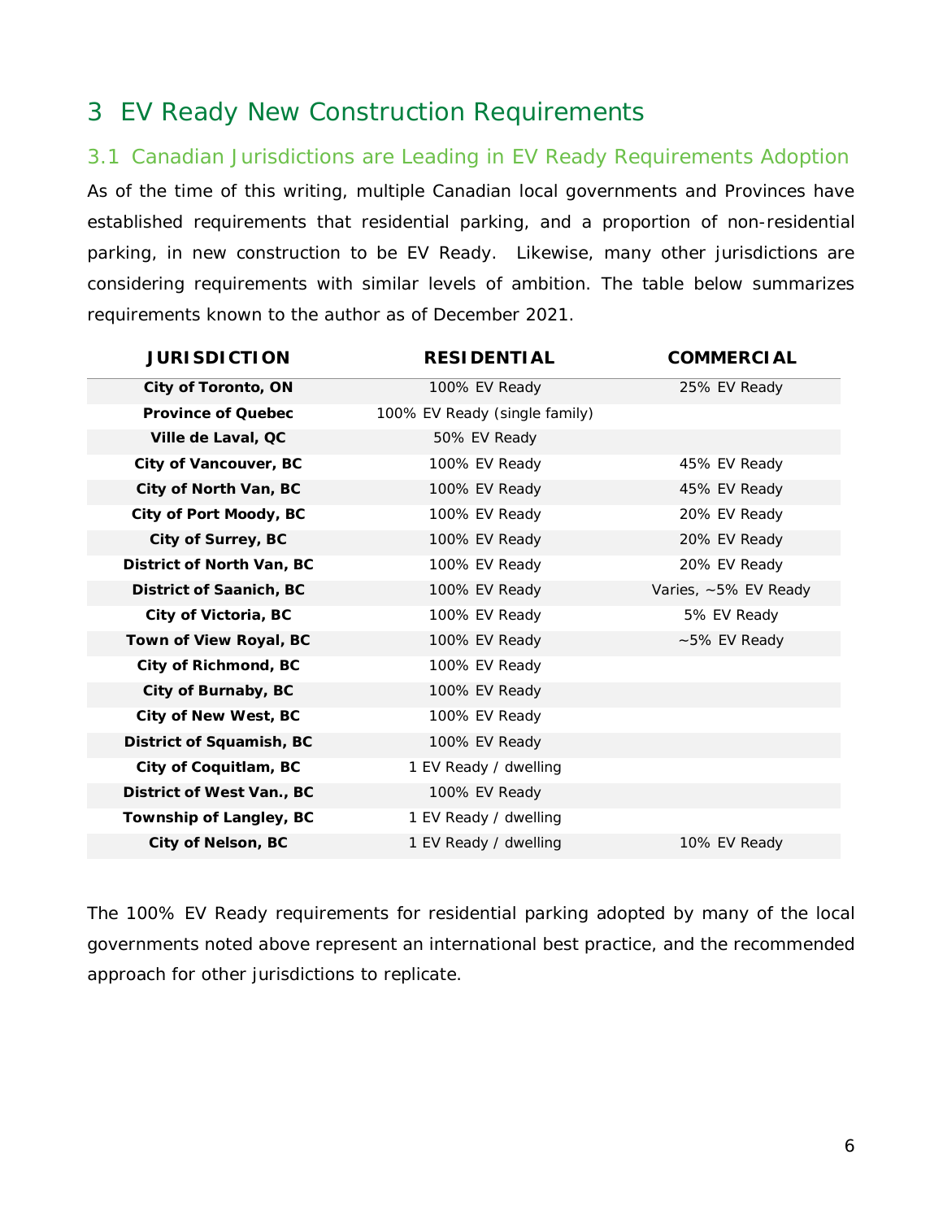# 3 EV Ready New Construction Requirements

## 3.1 Canadian Jurisdictions are Leading in EV Ready Requirements Adoption

As of the time of this writing, multiple Canadian local governments and Provinces have established requirements that residential parking, and a proportion of non-residential parking, in new construction to be EV Ready. Likewise, many other jurisdictions are considering requirements with similar levels of ambition. The table below summarizes requirements known to the author as of December 2021.

| JURISDICTION | RESIDENTIAL | COMMERCIAL |
|---|---|---|
| **City of Toronto, ON** | 100% EV Ready | 25% EV Ready |
| **Province of Quebec** | 100% EV Ready (single family) | |
| **Ville de Laval, QC** | 50% EV Ready | |
| **City of Vancouver, BC** | 100% EV Ready | 45% EV Ready |
| **City of North Van, BC** | 100% EV Ready | 45% EV Ready |
| **City of Port Moody, BC** | 100% EV Ready | 20% EV Ready |
| **City of Surrey, BC** | 100% EV Ready | 20% EV Ready |
| **District of North Van, BC** | 100% EV Ready | 20% EV Ready |
| **District of Saanich, BC** | 100% EV Ready | Varies, ~5% EV Ready |
| **City of Victoria, BC** | 100% EV Ready | 5% EV Ready |
| **Town of View Royal, BC** | 100% EV Ready | ~5% EV Ready |
| **City of Richmond, BC** | 100% EV Ready | |
| **City of Burnaby, BC** | 100% EV Ready | |
| **City of New West, BC** | 100% EV Ready | |
| **District of Squamish, BC** | 100% EV Ready | |
| **City of Coquitlam, BC** | 1 EV Ready / dwelling | |
| **District of West Van., BC** | 100% EV Ready | |
| **Township of Langley, BC** | 1 EV Ready / dwelling | |
| **City of Nelson, BC** | 1 EV Ready / dwelling | 10% EV Ready |

The 100% EV Ready requirements for residential parking adopted by many of the local governments noted above represent an international best practice, and the recommended approach for other jurisdictions to replicate.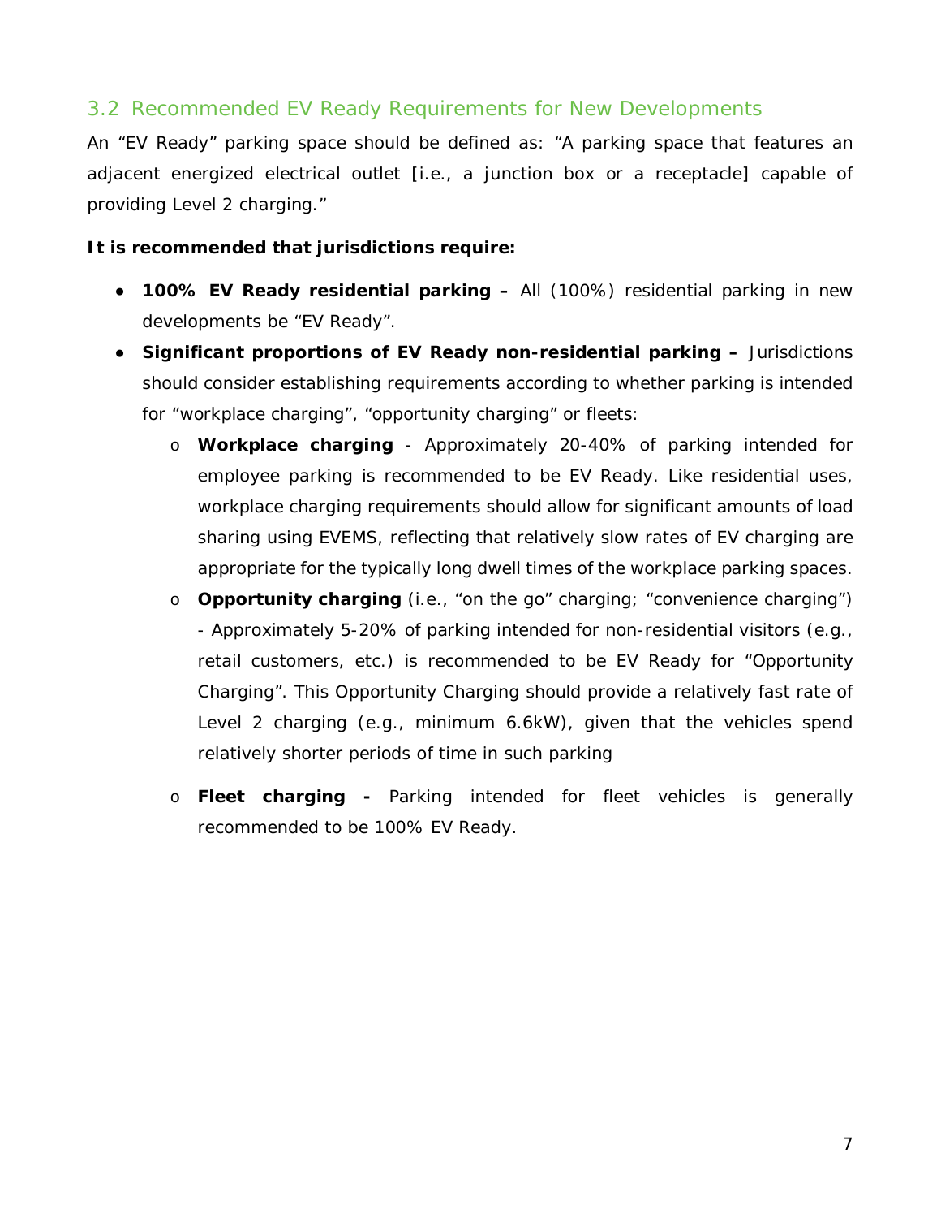## 3.2 Recommended EV Ready Requirements for New Developments

An "EV Ready" parking space should be defined as: "A parking space that features an adjacent energized electrical outlet [i.e., a junction box or a receptacle] capable of providing Level 2 charging."

**It is recommended that jurisdictions require:**

- **100% EV Ready residential parking –** All (100%) residential parking in new developments be "EV Ready".
- **Significant proportions of EV Ready non-residential parking –** Jurisdictions should consider establishing requirements according to whether parking is intended for "workplace charging", "opportunity charging" or fleets:
  - **Workplace charging** - Approximately 20-40% of parking intended for employee parking is recommended to be EV Ready. Like residential uses, workplace charging requirements should allow for significant amounts of load sharing using EVEMS, reflecting that relatively slow rates of EV charging are appropriate for the typically long dwell times of the workplace parking spaces.
  - **Opportunity charging** (i.e., "on the go" charging; "convenience charging") - Approximately 5-20% of parking intended for non-residential visitors (e.g., retail customers, etc.) is recommended to be EV Ready for "Opportunity Charging". This Opportunity Charging should provide a relatively fast rate of Level 2 charging (e.g., minimum 6.6kW), given that the vehicles spend relatively shorter periods of time in such parking
  - **Fleet charging -** Parking intended for fleet vehicles is generally recommended to be 100% EV Ready.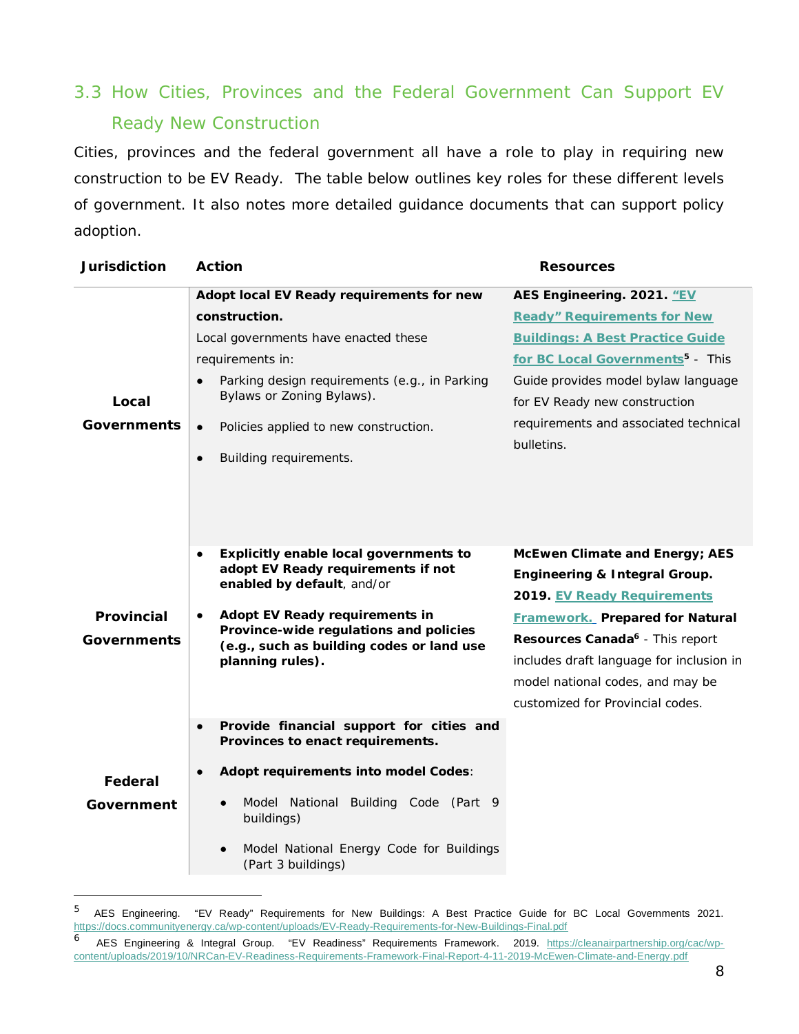## 3.3 How Cities, Provinces and the Federal Government Can Support EV Ready New Construction

Cities, provinces and the federal government all have a role to play in requiring new construction to be EV Ready. The table below outlines key roles for these different levels of government. It also notes more detailed guidance documents that can support policy adoption.

| Jurisdiction | Action | Resources |
|---|---|---|
| **Local Governments** | **Adopt local EV Ready requirements for new construction.**<br>Local governments have enacted these requirements in:<br>• Parking design requirements (e.g., in Parking Bylaws or Zoning Bylaws).<br>• Policies applied to new construction.<br>• Building requirements. | **AES Engineering. 2021. "EV Ready" Requirements for New Buildings: A Best Practice Guide for BC Local Governments**[5] - This Guide provides model bylaw language for EV Ready new construction requirements and associated technical bulletins. |
| **Provincial Governments** | • **Explicitly enable local governments to adopt EV Ready requirements if not enabled by default**, and/or<br>• **Adopt EV Ready requirements in Province-wide regulations and policies (e.g., such as building codes or land use planning rules).** | **McEwen Climate and Energy; AES Engineering & Integral Group. 2019. EV Ready Requirements Framework. Prepared for Natural Resources Canada**[6] - This report includes draft language for inclusion in model national codes, and may be customized for Provincial codes. |
| **Federal Government** | • **Provide financial support for cities and Provinces to enact requirements.**<br>• **Adopt requirements into model Codes**:<br>  ◦ Model National Building Code (Part 9 buildings)<br>  ◦ Model National Energy Code for Buildings (Part 3 buildings) | |

---

[5] AES Engineering. "EV Ready" Requirements for New Buildings: A Best Practice Guide for BC Local Governments 2021. https://docs.communityenergy.ca/wp-content/uploads/EV-Ready-Requirements-for-New-Buildings-Final.pdf

[6] AES Engineering & Integral Group. "EV Readiness" Requirements Framework. 2019. https://cleanairpartnership.org/cac/wp-content/uploads/2019/10/NRCan-EV-Readiness-Requirements-Framework-Final-Report-4-11-2019-McEwen-Climate-and-Energy.pdf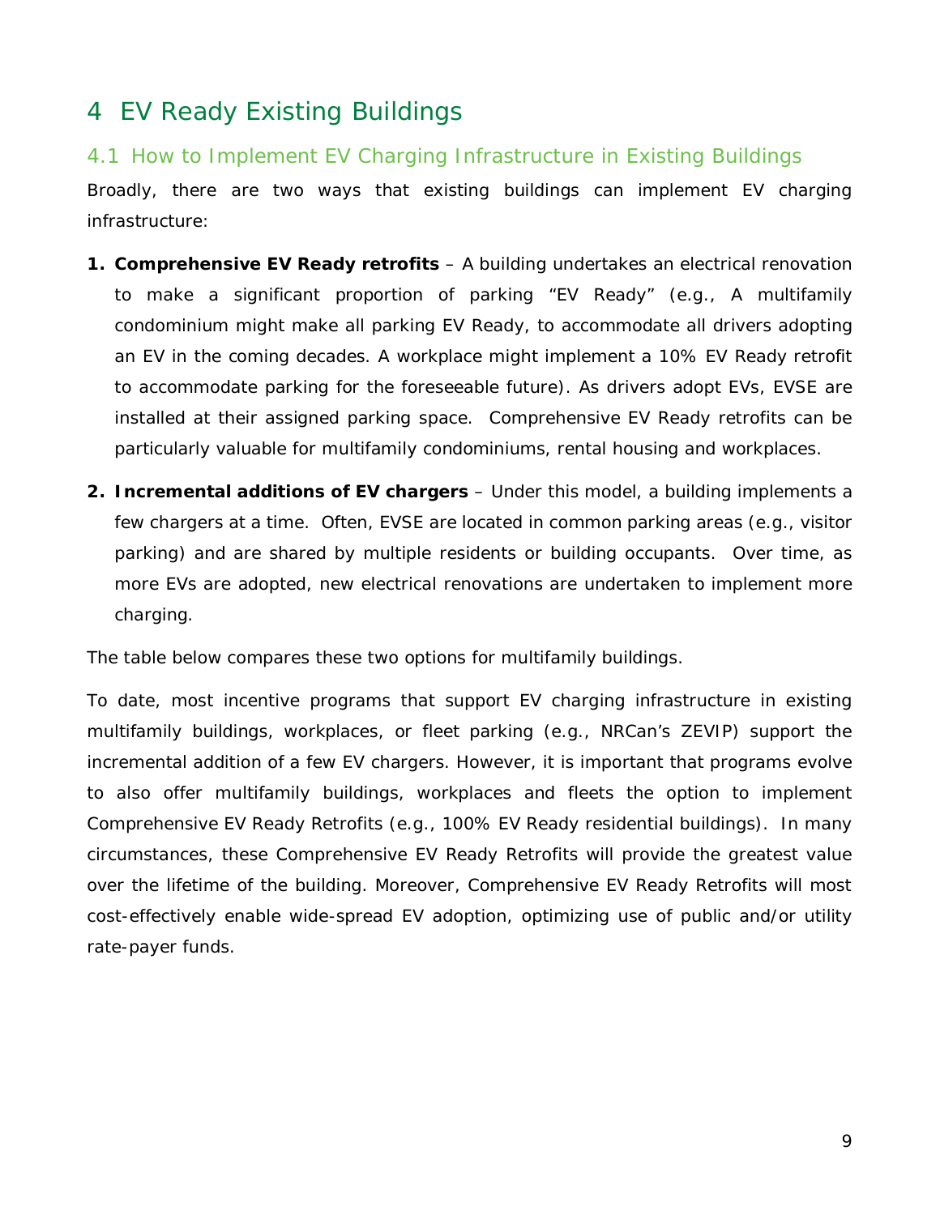# 4 EV Ready Existing Buildings

## 4.1 How to Implement EV Charging Infrastructure in Existing Buildings

Broadly, there are two ways that existing buildings can implement EV charging infrastructure:

1. **Comprehensive EV Ready retrofits** – A building undertakes an electrical renovation to make a significant proportion of parking "EV Ready" (e.g., A multifamily condominium might make all parking EV Ready, to accommodate all drivers adopting an EV in the coming decades. A workplace might implement a 10% EV Ready retrofit to accommodate parking for the foreseeable future). As drivers adopt EVs, EVSE are installed at their assigned parking space. Comprehensive EV Ready retrofits can be particularly valuable for multifamily condominiums, rental housing and workplaces.

2. **Incremental additions of EV chargers** – Under this model, a building implements a few chargers at a time. Often, EVSE are located in common parking areas (e.g., visitor parking) and are shared by multiple residents or building occupants. Over time, as more EVs are adopted, new electrical renovations are undertaken to implement more charging.

The table below compares these two options for multifamily buildings.

To date, most incentive programs that support EV charging infrastructure in existing multifamily buildings, workplaces, or fleet parking (e.g., NRCan's ZEVIP) support the incremental addition of a few EV chargers. However, it is important that programs evolve to also offer multifamily buildings, workplaces and fleets the option to implement Comprehensive EV Ready Retrofits (e.g., 100% EV Ready residential buildings). In many circumstances, these Comprehensive EV Ready Retrofits will provide the greatest value over the lifetime of the building. Moreover, Comprehensive EV Ready Retrofits will most cost-effectively enable wide-spread EV adoption, optimizing use of public and/or utility rate-payer funds.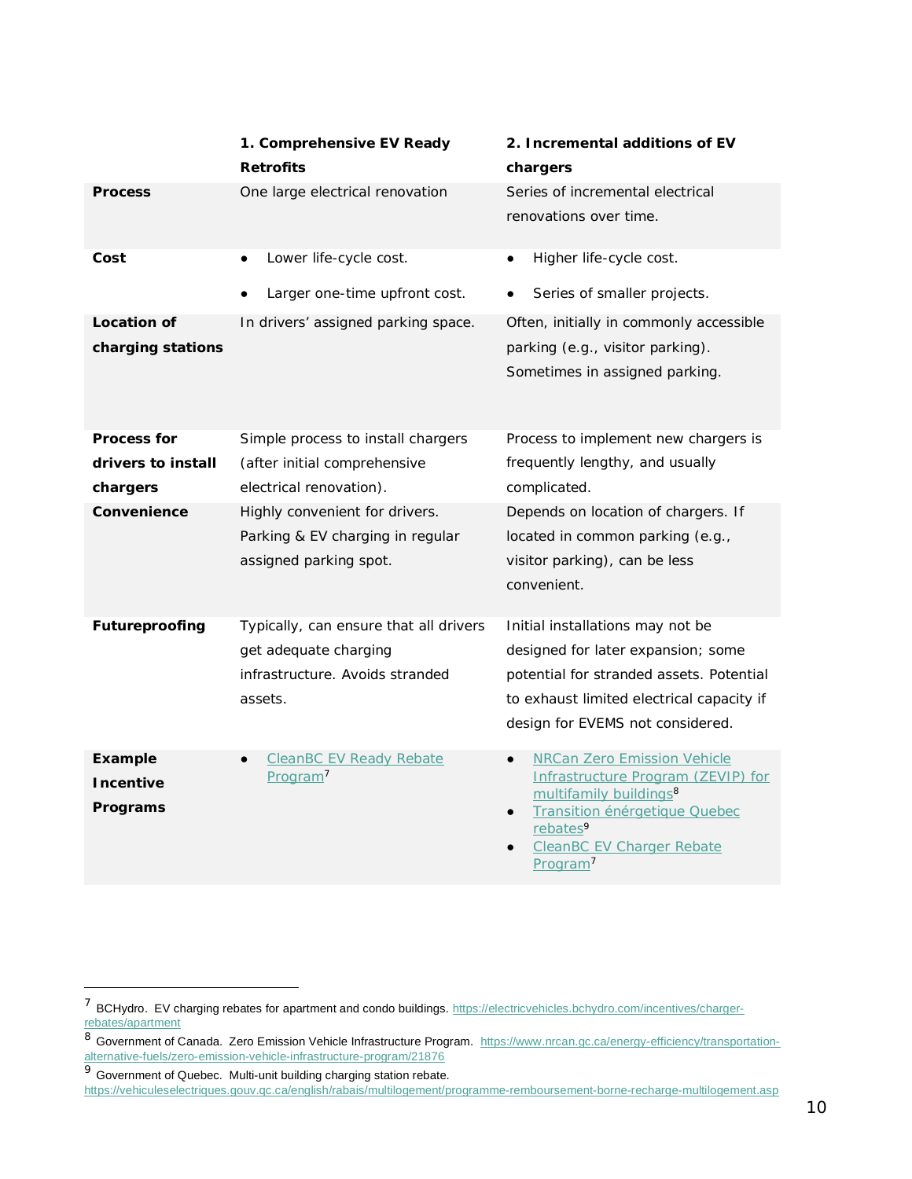| | 1. Comprehensive EV Ready Retrofits | 2. Incremental additions of EV chargers |
|---|---|---|
| **Process** | One large electrical renovation | Series of incremental electrical renovations over time. |
| **Cost** | • Lower life-cycle cost.<br>• Larger one-time upfront cost. | • Higher life-cycle cost.<br>• Series of smaller projects. |
| **Location of charging stations** | In drivers' assigned parking space. | Often, initially in commonly accessible parking (e.g., visitor parking). Sometimes in assigned parking. |
| **Process for drivers to install chargers** | Simple process to install chargers (after initial comprehensive electrical renovation). | Process to implement new chargers is frequently lengthy, and usually complicated. |
| **Convenience** | Highly convenient for drivers. Parking & EV charging in regular assigned parking spot. | Depends on location of chargers. If located in common parking (e.g., visitor parking), can be less convenient. |
| **Futureproofing** | Typically, can ensure that all drivers get adequate charging infrastructure. Avoids stranded assets. | Initial installations may not be designed for later expansion; some potential for stranded assets. Potential to exhaust limited electrical capacity if design for EVEMS not considered. |
| **Example Incentive Programs** | • CleanBC EV Ready Rebate Program[7] | • NRCan Zero Emission Vehicle Infrastructure Program (ZEVIP) for multifamily buildings[8]<br>• Transition énérgetique Quebec rebates[9]<br>• CleanBC EV Charger Rebate Program[7] |

[7] BCHydro. EV charging rebates for apartment and condo buildings. https://electricvehicles.bchydro.com/incentives/charger-rebates/apartment

[8] Government of Canada. Zero Emission Vehicle Infrastructure Program. https://www.nrcan.gc.ca/energy-efficiency/transportation-alternative-fuels/zero-emission-vehicle-infrastructure-program/21876

[9] Government of Quebec. Multi-unit building charging station rebate. https://vehiculeselectriques.gouv.qc.ca/english/rabais/multilogement/programme-remboursement-borne-recharge-multilogement.asp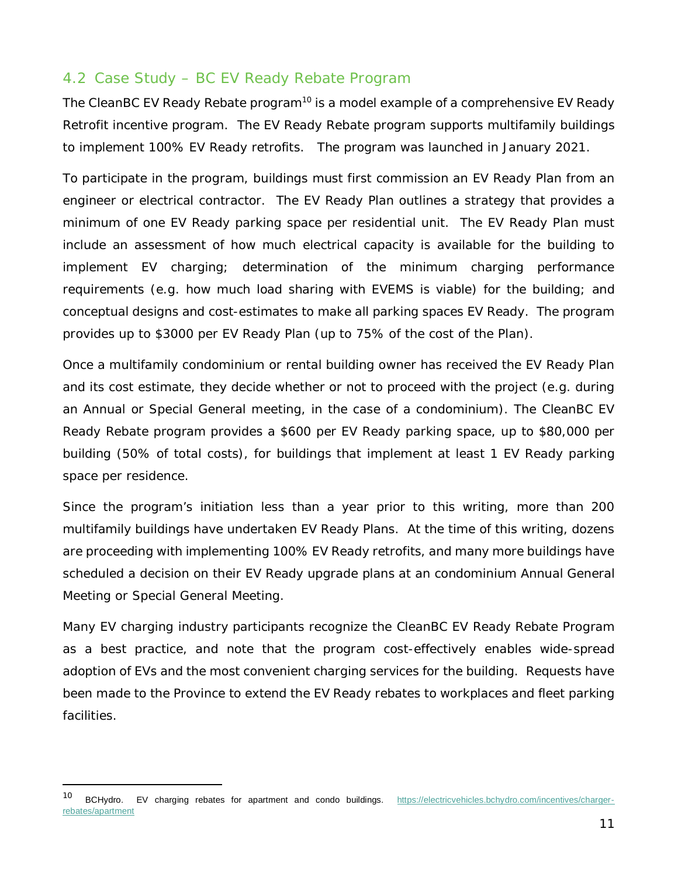## 4.2 Case Study – BC EV Ready Rebate Program

The CleanBC EV Ready Rebate program[10] is a model example of a comprehensive EV Ready Retrofit incentive program. The EV Ready Rebate program supports multifamily buildings to implement 100% EV Ready retrofits. The program was launched in January 2021.

To participate in the program, buildings must first commission an EV Ready Plan from an engineer or electrical contractor. The EV Ready Plan outlines a strategy that provides a minimum of one EV Ready parking space per residential unit. The EV Ready Plan must include an assessment of how much electrical capacity is available for the building to implement EV charging; determination of the minimum charging performance requirements (e.g. how much load sharing with EVEMS is viable) for the building; and conceptual designs and cost-estimates to make all parking spaces EV Ready. The program provides up to $3000 per EV Ready Plan (up to 75% of the cost of the Plan).

Once a multifamily condominium or rental building owner has received the EV Ready Plan and its cost estimate, they decide whether or not to proceed with the project (e.g. during an Annual or Special General meeting, in the case of a condominium). The CleanBC EV Ready Rebate program provides a $600 per EV Ready parking space, up to $80,000 per building (50% of total costs), for buildings that implement at least 1 EV Ready parking space per residence.

Since the program's initiation less than a year prior to this writing, more than 200 multifamily buildings have undertaken EV Ready Plans. At the time of this writing, dozens are proceeding with implementing 100% EV Ready retrofits, and many more buildings have scheduled a decision on their EV Ready upgrade plans at an condominium Annual General Meeting or Special General Meeting.

Many EV charging industry participants recognize the CleanBC EV Ready Rebate Program as a best practice, and note that the program cost-effectively enables wide-spread adoption of EVs and the most convenient charging services for the building. Requests have been made to the Province to extend the EV Ready rebates to workplaces and fleet parking facilities.

---

[10] BCHydro. EV charging rebates for apartment and condo buildings. https://electricvehicles.bchydro.com/incentives/charger-rebates/apartment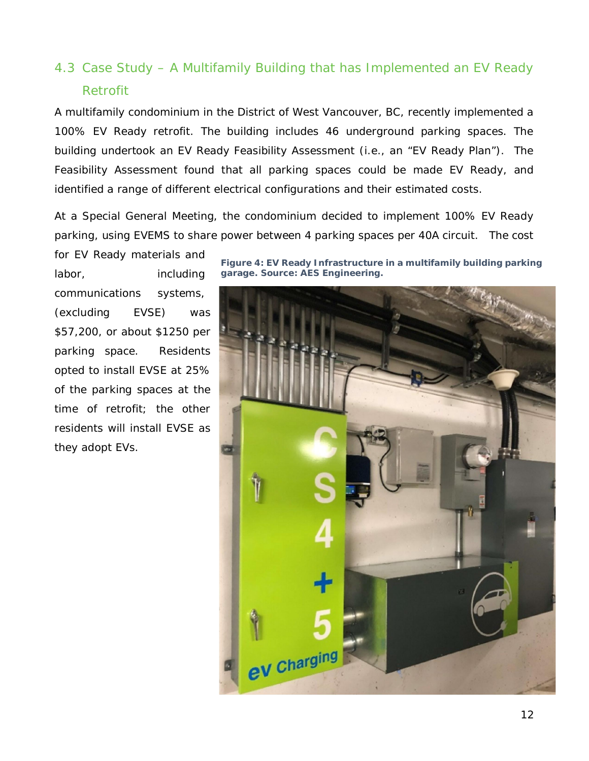## 4.3 Case Study – A Multifamily Building that has Implemented an EV Ready Retrofit

A multifamily condominium in the District of West Vancouver, BC, recently implemented a 100% EV Ready retrofit. The building includes 46 underground parking spaces. The building undertook an EV Ready Feasibility Assessment (i.e., an "EV Ready Plan"). The Feasibility Assessment found that all parking spaces could be made EV Ready, and identified a range of different electrical configurations and their estimated costs.

At a Special General Meeting, the condominium decided to implement 100% EV Ready parking, using EVEMS to share power between 4 parking spaces per 40A circuit. The cost for EV Ready materials and labor, including communications systems, (excluding EVSE) was $57,200, or about $1250 per parking space. Residents opted to install EVSE at 25% of the parking spaces at the time of retrofit; the other residents will install EVSE as they adopt EVs.

**Figure 4: EV Ready Infrastructure in a multifamily building parking garage. Source: AES Engineering.**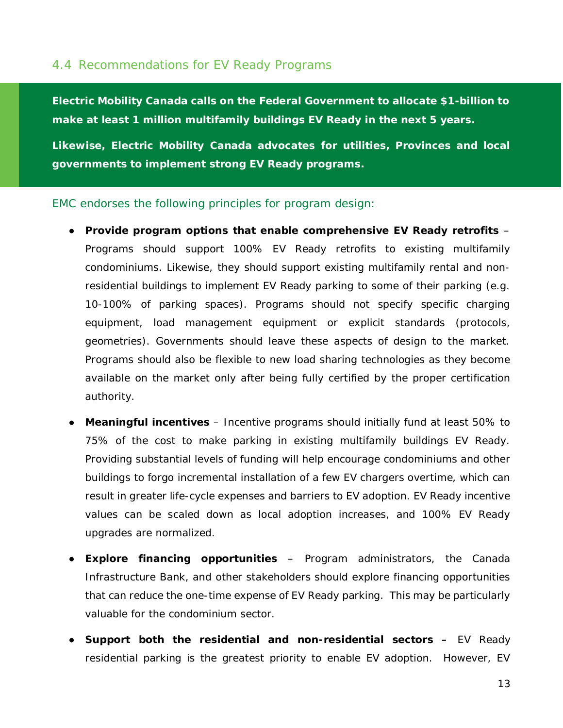## 4.4 Recommendations for EV Ready Programs

**Electric Mobility Canada calls on the Federal Government to allocate $1-billion to make at least 1 million multifamily buildings EV Ready in the next 5 years.**

**Likewise, Electric Mobility Canada advocates for utilities, Provinces and local governments to implement strong EV Ready programs.**

EMC endorses the following principles for program design:

- **Provide program options that enable comprehensive EV Ready retrofits** – Programs should support 100% EV Ready retrofits to existing multifamily condominiums. Likewise, they should support existing multifamily rental and non-residential buildings to implement EV Ready parking to some of their parking (e.g. 10-100% of parking spaces). Programs should not specify specific charging equipment, load management equipment or explicit standards (protocols, geometries). Governments should leave these aspects of design to the market. Programs should also be flexible to new load sharing technologies as they become available on the market only after being fully certified by the proper certification authority.
- **Meaningful incentives** – Incentive programs should initially fund at least 50% to 75% of the cost to make parking in existing multifamily buildings EV Ready. Providing substantial levels of funding will help encourage condominiums and other buildings to forgo incremental installation of a few EV chargers overtime, which can result in greater life-cycle expenses and barriers to EV adoption. EV Ready incentive values can be scaled down as local adoption increases, and 100% EV Ready upgrades are normalized.
- **Explore financing opportunities** – Program administrators, the Canada Infrastructure Bank, and other stakeholders should explore financing opportunities that can reduce the one-time expense of EV Ready parking. This may be particularly valuable for the condominium sector.
- **Support both the residential and non-residential sectors –** EV Ready residential parking is the greatest priority to enable EV adoption. However, EV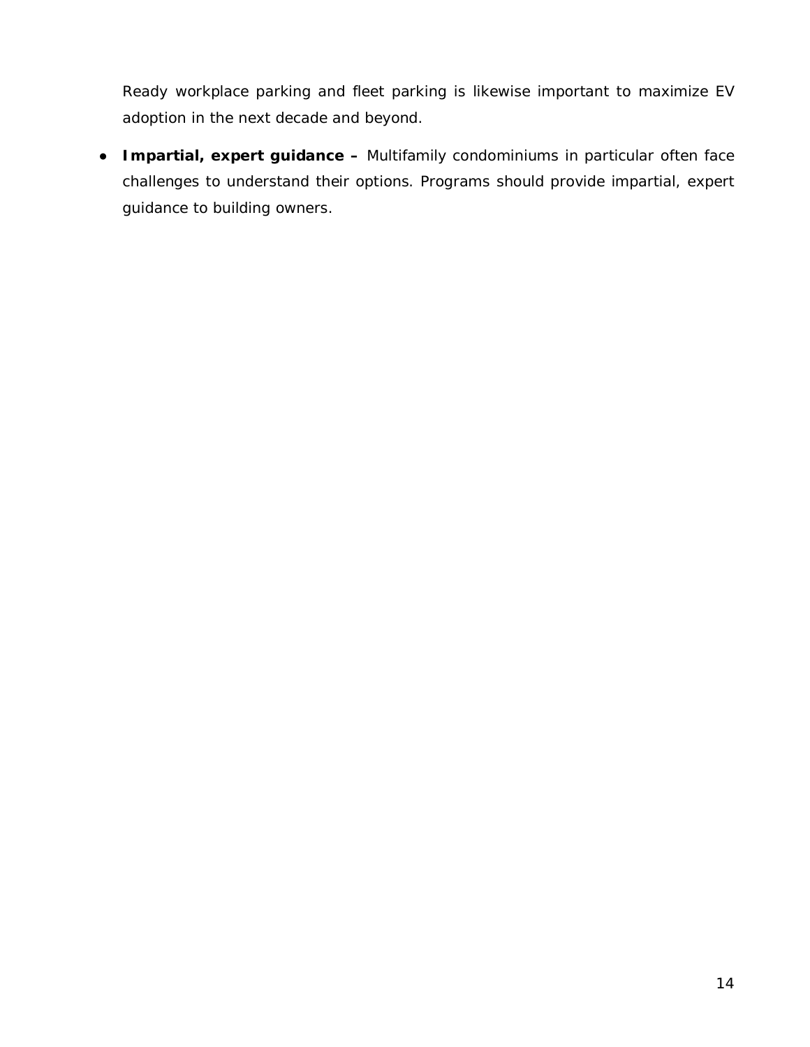Ready workplace parking and fleet parking is likewise important to maximize EV adoption in the next decade and beyond.

- **Impartial, expert guidance –** Multifamily condominiums in particular often face challenges to understand their options. Programs should provide impartial, expert guidance to building owners.